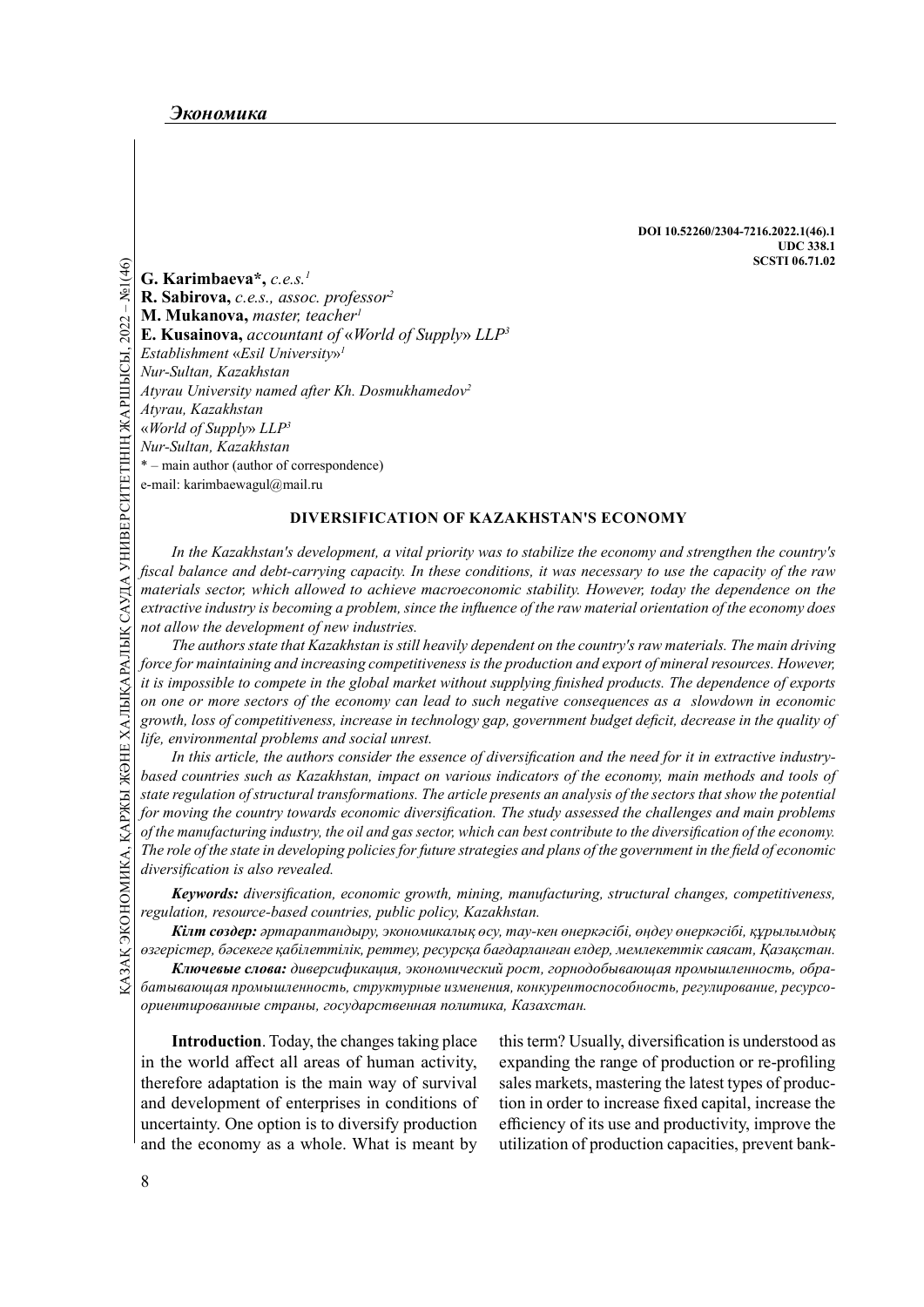DOI 10.52260/2304-7216.2022.1(46).1
UDC 338.1
SCSTI 06.71.02

**G. Karimbaeva\***, *c.e.s.*[1]
**R. Sabirova,** *c.e.s., assoc. professor*[2]
**M. Mukanova,** *master, teacher*[1]
**E. Kusainova,** *accountant of «World of Supply» LLP*[3]
*Establishment «Esil University»*[1]
*Nur-Sultan, Kazakhstan*
*Atyrau University named after Kh. Dosmukhamedov*[2]
*Atyrau, Kazakhstan*
*«World of Supply» LLP*[3]
*Nur-Sultan, Kazakhstan*
\* – main author (author of correspondence)
e-mail: karimbaewagul@mail.ru

## DIVERSIFICATION OF KAZAKHSTAN'S ECONOMY

*In the Kazakhstan's development, a vital priority was to stabilize the economy and strengthen the country's fiscal balance and debt-carrying capacity. In these conditions, it was necessary to use the capacity of the raw materials sector, which allowed to achieve macroeconomic stability. However, today the dependence on the extractive industry is becoming a problem, since the influence of the raw material orientation of the economy does not allow the development of new industries.*

*The authors state that Kazakhstan is still heavily dependent on the country's raw materials. The main driving force for maintaining and increasing competitiveness is the production and export of mineral resources. However, it is impossible to compete in the global market without supplying finished products. The dependence of exports on one or more sectors of the economy can lead to such negative consequences as a slowdown in economic growth, loss of competitiveness, increase in technology gap, government budget deficit, decrease in the quality of life, environmental problems and social unrest.*

*In this article, the authors consider the essence of diversification and the need for it in extractive industry-based countries such as Kazakhstan, impact on various indicators of the economy, main methods and tools of state regulation of structural transformations. The article presents an analysis of the sectors that show the potential for moving the country towards economic diversification. The study assessed the challenges and main problems of the manufacturing industry, the oil and gas sector, which can best contribute to the diversification of the economy. The role of the state in developing policies for future strategies and plans of the government in the field of economic diversification is also revealed.*

***Keywords:*** *diversification, economic growth, mining, manufacturing, structural changes, competitiveness, regulation, resource-based countries, public policy, Kazakhstan.*

***Кілт сөздер:*** *әртараптандыру, экономикалық өсу, тау-кен өнеркәсібі, өңдеу өнеркәсібі, құрылымдық өзгерістер, бәсекеге қабілеттілік, реттеу, ресурсқа бағдарланған елдер, мемлекеттік саясат, Қазақстан.*

***Ключевые слова:*** *диверсификация, экономический рост, горнодобывающая промышленность, обрабатывающая промышленность, структурные изменения, конкурентоспособность, регулирование, ресурсоориентированные страны, государственная политика, Казахстан.*

**Introduction**. Today, the changes taking place in the world affect all areas of human activity, therefore adaptation is the main way of survival and development of enterprises in conditions of uncertainty. One option is to diversify production and the economy as a whole. What is meant by this term? Usually, diversification is understood as expanding the range of production or re-profiling sales markets, mastering the latest types of production in order to increase fixed capital, increase the efficiency of its use and productivity, improve the utilization of production capacities, prevent bank-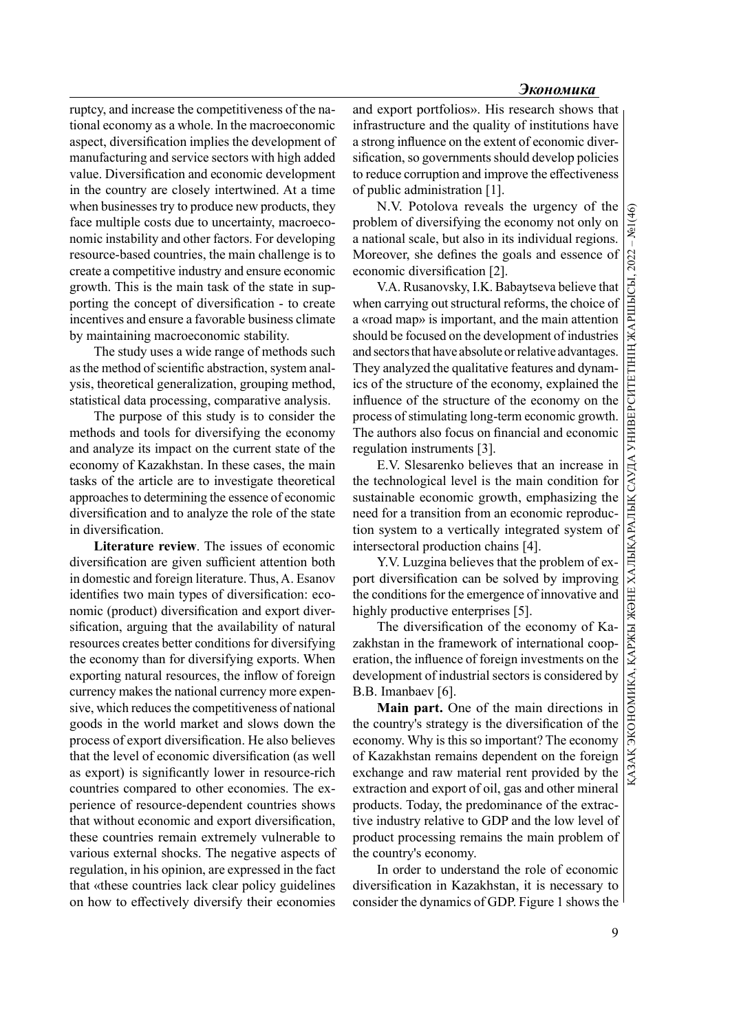ruptcy, and increase the competitiveness of the national economy as a whole. In the macroeconomic aspect, diversification implies the development of manufacturing and service sectors with high added value. Diversification and economic development in the country are closely intertwined. At a time when businesses try to produce new products, they face multiple costs due to uncertainty, macroeconomic instability and other factors. For developing resource-based countries, the main challenge is to create a competitive industry and ensure economic growth. This is the main task of the state in supporting the concept of diversification - to create incentives and ensure a favorable business climate by maintaining macroeconomic stability.

The study uses a wide range of methods such as the method of scientific abstraction, system analysis, theoretical generalization, grouping method, statistical data processing, comparative analysis.

The purpose of this study is to consider the methods and tools for diversifying the economy and analyze its impact on the current state of the economy of Kazakhstan. In these cases, the main tasks of the article are to investigate theoretical approaches to determining the essence of economic diversification and to analyze the role of the state in diversification.

**Literature review**. The issues of economic diversification are given sufficient attention both in domestic and foreign literature. Thus, A. Esanov identifies two main types of diversification: economic (product) diversification and export diversification, arguing that the availability of natural resources creates better conditions for diversifying the economy than for diversifying exports. When exporting natural resources, the inflow of foreign currency makes the national currency more expensive, which reduces the competitiveness of national goods in the world market and slows down the process of export diversification. He also believes that the level of economic diversification (as well as export) is significantly lower in resource-rich countries compared to other economies. The experience of resource-dependent countries shows that without economic and export diversification, these countries remain extremely vulnerable to various external shocks. The negative aspects of regulation, in his opinion, are expressed in the fact that «these countries lack clear policy guidelines on how to effectively diversify their economies and export portfolios». His research shows that infrastructure and the quality of institutions have a strong influence on the extent of economic diversification, so governments should develop policies to reduce corruption and improve the effectiveness of public administration [1].

N.V. Potolova reveals the urgency of the problem of diversifying the economy not only on a national scale, but also in its individual regions. Moreover, she defines the goals and essence of economic diversification [2].

V.A. Rusanovsky, I.K. Babaytseva believe that when carrying out structural reforms, the choice of a «road map» is important, and the main attention should be focused on the development of industries and sectors that have absolute or relative advantages. They analyzed the qualitative features and dynamics of the structure of the economy, explained the influence of the structure of the economy on the process of stimulating long-term economic growth. The authors also focus on financial and economic regulation instruments [3].

E.V. Slesarenko believes that an increase in the technological level is the main condition for sustainable economic growth, emphasizing the need for a transition from an economic reproduction system to a vertically integrated system of intersectoral production chains [4].

Y.V. Luzgina believes that the problem of export diversification can be solved by improving the conditions for the emergence of innovative and highly productive enterprises [5].

The diversification of the economy of Kazakhstan in the framework of international cooperation, the influence of foreign investments on the development of industrial sectors is considered by B.B. Imanbaev [6].

**Main part.** One of the main directions in the country's strategy is the diversification of the economy. Why is this so important? The economy of Kazakhstan remains dependent on the foreign exchange and raw material rent provided by the extraction and export of oil, gas and other mineral products. Today, the predominance of the extractive industry relative to GDP and the low level of product processing remains the main problem of the country's economy.

In order to understand the role of economic diversification in Kazakhstan, it is necessary to consider the dynamics of GDP. Figure 1 shows the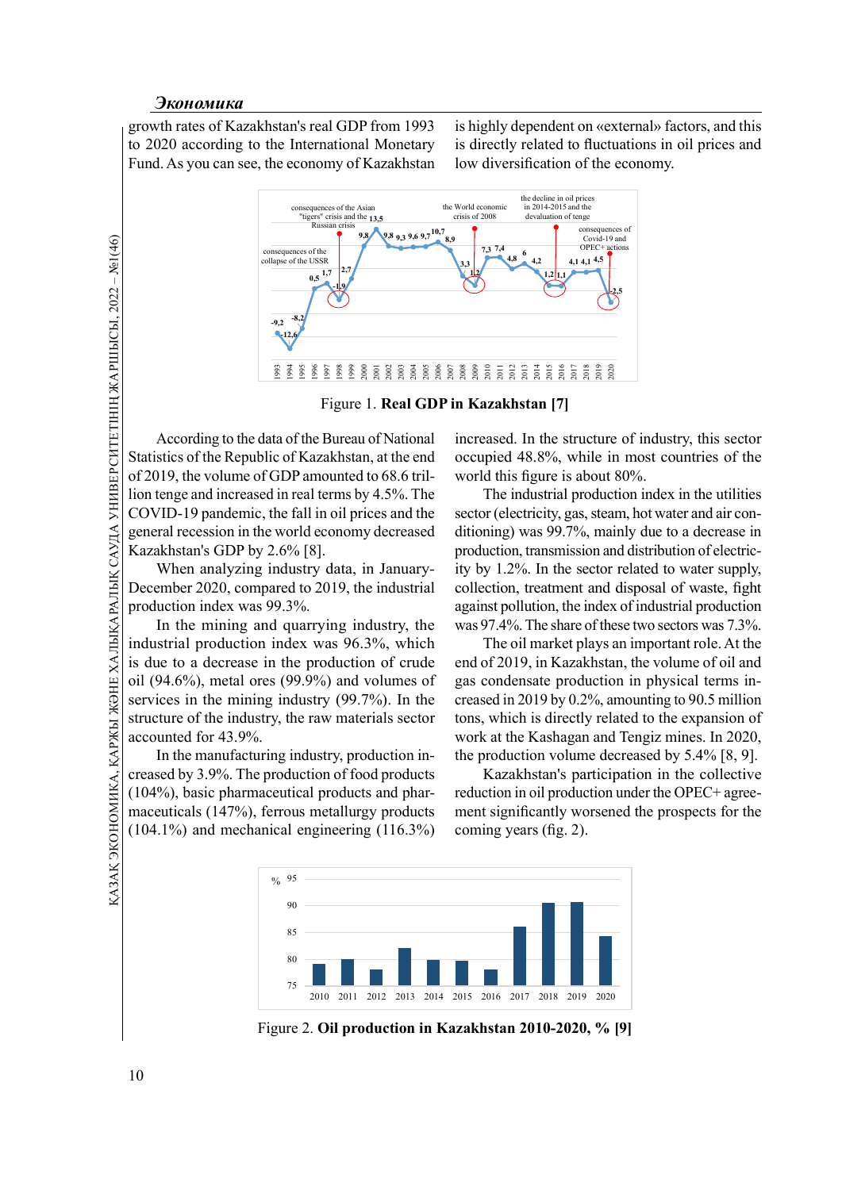growth rates of Kazakhstan's real GDP from 1993 to 2020 according to the International Monetary Fund. As you can see, the economy of Kazakhstan is highly dependent on «external» factors, and this is directly related to fluctuations in oil prices and low diversification of the economy.

Figure 1. **Real GDP in Kazakhstan [7]**

According to the data of the Bureau of National Statistics of the Republic of Kazakhstan, at the end of 2019, the volume of GDP amounted to 68.6 trillion tenge and increased in real terms by 4.5%. The COVID-19 pandemic, the fall in oil prices and the general recession in the world economy decreased Kazakhstan's GDP by 2.6% [8].

When analyzing industry data, in January-December 2020, compared to 2019, the industrial production index was 99.3%.

In the mining and quarrying industry, the industrial production index was 96.3%, which is due to a decrease in the production of crude oil (94.6%), metal ores (99.9%) and volumes of services in the mining industry (99.7%). In the structure of the industry, the raw materials sector accounted for 43.9%.

In the manufacturing industry, production increased by 3.9%. The production of food products (104%), basic pharmaceutical products and pharmaceuticals (147%), ferrous metallurgy products (104.1%) and mechanical engineering (116.3%) increased. In the structure of industry, this sector occupied 48.8%, while in most countries of the world this figure is about 80%.

The industrial production index in the utilities sector (electricity, gas, steam, hot water and air conditioning) was 99.7%, mainly due to a decrease in production, transmission and distribution of electricity by 1.2%. In the sector related to water supply, collection, treatment and disposal of waste, fight against pollution, the index of industrial production was 97.4%. The share of these two sectors was 7.3%.

The oil market plays an important role. At the end of 2019, in Kazakhstan, the volume of oil and gas condensate production in physical terms increased in 2019 by 0.2%, amounting to 90.5 million tons, which is directly related to the expansion of work at the Kashagan and Tengiz mines. In 2020, the production volume decreased by 5.4% [8, 9].

Kazakhstan's participation in the collective reduction in oil production under the OPEC+ agreement significantly worsened the prospects for the coming years (fig. 2).

Figure 2. **Oil production in Kazakhstan 2010-2020, % [9]**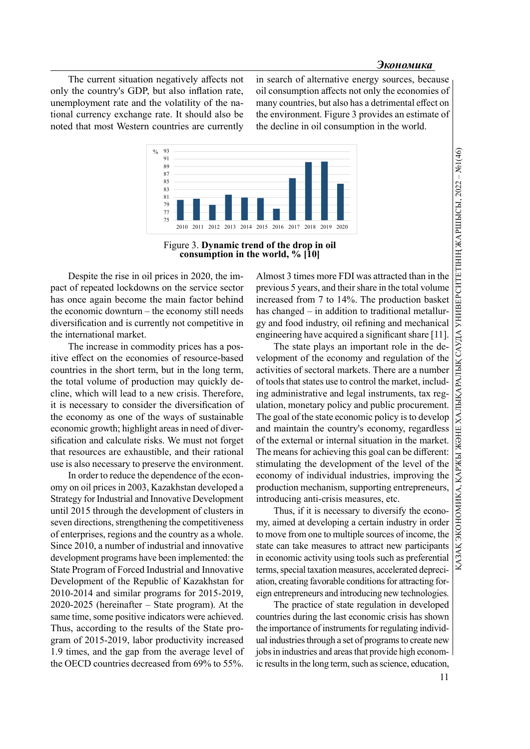The current situation negatively affects not only the country's GDP, but also inflation rate, unemployment rate and the volatility of the national currency exchange rate. It should also be noted that most Western countries are currently in search of alternative energy sources, because oil consumption affects not only the economies of many countries, but also has a detrimental effect on the environment. Figure 3 provides an estimate of the decline in oil consumption in the world.

Figure 3. **Dynamic trend of the drop in oil consumption in the world, % [10]**

Despite the rise in oil prices in 2020, the impact of repeated lockdowns on the service sector has once again become the main factor behind the economic downturn – the economy still needs diversification and is currently not competitive in the international market.

The increase in commodity prices has a positive effect on the economies of resource-based countries in the short term, but in the long term, the total volume of production may quickly decline, which will lead to a new crisis. Therefore, it is necessary to consider the diversification of the economy as one of the ways of sustainable economic growth; highlight areas in need of diversification and calculate risks. We must not forget that resources are exhaustible, and their rational use is also necessary to preserve the environment.

In order to reduce the dependence of the economy on oil prices in 2003, Kazakhstan developed a Strategy for Industrial and Innovative Development until 2015 through the development of clusters in seven directions, strengthening the competitiveness of enterprises, regions and the country as a whole. Since 2010, a number of industrial and innovative development programs have been implemented: the State Program of Forced Industrial and Innovative Development of the Republic of Kazakhstan for 2010-2014 and similar programs for 2015-2019, 2020-2025 (hereinafter – State program). At the same time, some positive indicators were achieved. Thus, according to the results of the State program of 2015-2019, labor productivity increased 1.9 times, and the gap from the average level of the OECD countries decreased from 69% to 55%. Almost 3 times more FDI was attracted than in the previous 5 years, and their share in the total volume increased from 7 to 14%. The production basket has changed – in addition to traditional metallurgy and food industry, oil refining and mechanical engineering have acquired a significant share [11].

The state plays an important role in the development of the economy and regulation of the activities of sectoral markets. There are a number of tools that states use to control the market, including administrative and legal instruments, tax regulation, monetary policy and public procurement. The goal of the state economic policy is to develop and maintain the country's economy, regardless of the external or internal situation in the market. The means for achieving this goal can be different: stimulating the development of the level of the economy of individual industries, improving the production mechanism, supporting entrepreneurs, introducing anti-crisis measures, etc.

Thus, if it is necessary to diversify the economy, aimed at developing a certain industry in order to move from one to multiple sources of income, the state can take measures to attract new participants in economic activity using tools such as preferential terms, special taxation measures, accelerated depreciation, creating favorable conditions for attracting foreign entrepreneurs and introducing new technologies.

The practice of state regulation in developed countries during the last economic crisis has shown the importance of instruments for regulating individual industries through a set of programs to create new jobs in industries and areas that provide high economic results in the long term, such as science, education,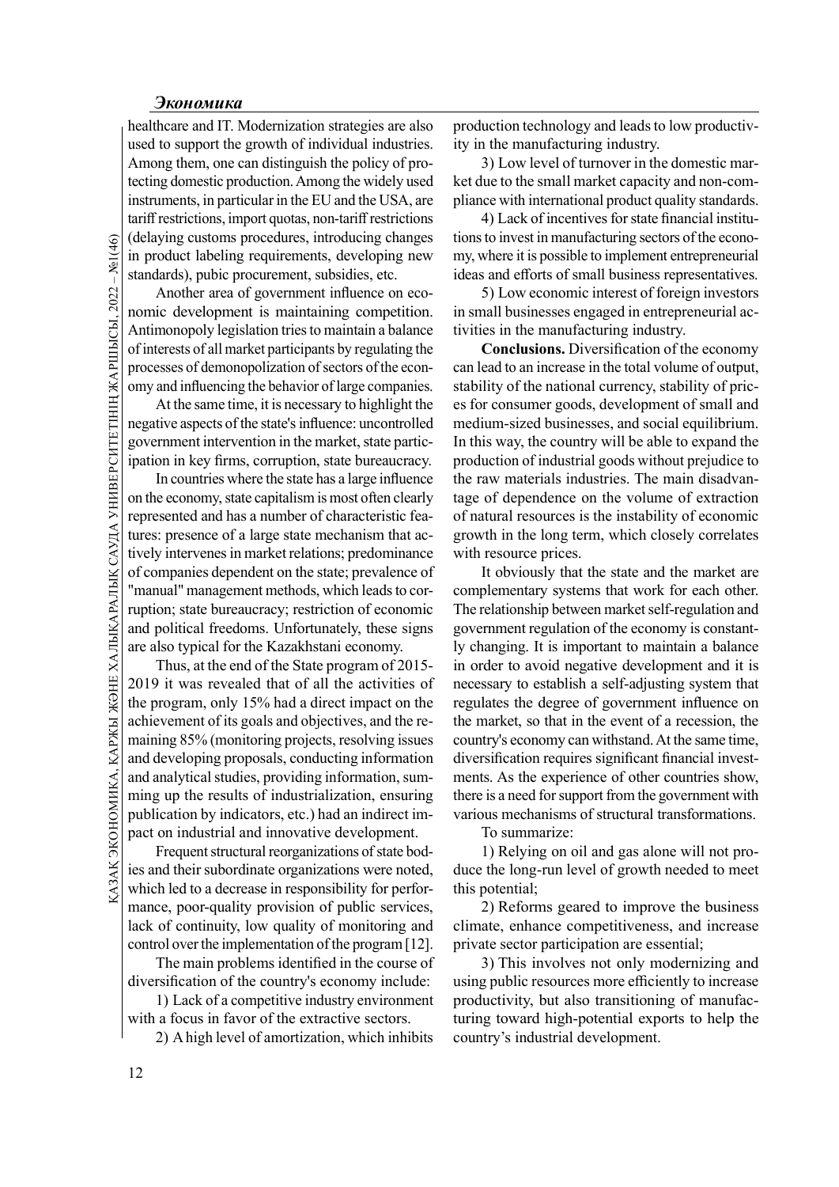healthcare and IT. Modernization strategies are also used to support the growth of individual industries. Among them, one can distinguish the policy of protecting domestic production. Among the widely used instruments, in particular in the EU and the USA, are tariff restrictions, import quotas, non-tariff restrictions (delaying customs procedures, introducing changes in product labeling requirements, developing new standards), pubic procurement, subsidies, etc.

Another area of government influence on economic development is maintaining competition. Antimonopoly legislation tries to maintain a balance of interests of all market participants by regulating the processes of demonopolization of sectors of the economy and influencing the behavior of large companies.

At the same time, it is necessary to highlight the negative aspects of the state's influence: uncontrolled government intervention in the market, state participation in key firms, corruption, state bureaucracy.

In countries where the state has a large influence on the economy, state capitalism is most often clearly represented and has a number of characteristic features: presence of a large state mechanism that actively intervenes in market relations; predominance of companies dependent on the state; prevalence of "manual" management methods, which leads to corruption; state bureaucracy; restriction of economic and political freedoms. Unfortunately, these signs are also typical for the Kazakhstani economy.

Thus, at the end of the State program of 2015-2019 it was revealed that of all the activities of the program, only 15% had a direct impact on the achievement of its goals and objectives, and the remaining 85% (monitoring projects, resolving issues and developing proposals, conducting information and analytical studies, providing information, summing up the results of industrialization, ensuring publication by indicators, etc.) had an indirect impact on industrial and innovative development.

Frequent structural reorganizations of state bodies and their subordinate organizations were noted, which led to a decrease in responsibility for performance, poor-quality provision of public services, lack of continuity, low quality of monitoring and control over the implementation of the program [12].

The main problems identified in the course of diversification of the country's economy include:

1) Lack of a competitive industry environment with a focus in favor of the extractive sectors.

2) A high level of amortization, which inhibits production technology and leads to low productivity in the manufacturing industry.

3) Low level of turnover in the domestic market due to the small market capacity and non-compliance with international product quality standards.

4) Lack of incentives for state financial institutions to invest in manufacturing sectors of the economy, where it is possible to implement entrepreneurial ideas and efforts of small business representatives.

5) Low economic interest of foreign investors in small businesses engaged in entrepreneurial activities in the manufacturing industry.

**Conclusions.** Diversification of the economy can lead to an increase in the total volume of output, stability of the national currency, stability of prices for consumer goods, development of small and medium-sized businesses, and social equilibrium. In this way, the country will be able to expand the production of industrial goods without prejudice to the raw materials industries. The main disadvantage of dependence on the volume of extraction of natural resources is the instability of economic growth in the long term, which closely correlates with resource prices.

It obviously that the state and the market are complementary systems that work for each other. The relationship between market self-regulation and government regulation of the economy is constantly changing. It is important to maintain a balance in order to avoid negative development and it is necessary to establish a self-adjusting system that regulates the degree of government influence on the market, so that in the event of a recession, the country's economy can withstand. At the same time, diversification requires significant financial investments. As the experience of other countries show, there is a need for support from the government with various mechanisms of structural transformations.

To summarize:

1) Relying on oil and gas alone will not produce the long-run level of growth needed to meet this potential;

2) Reforms geared to improve the business climate, enhance competitiveness, and increase private sector participation are essential;

3) This involves not only modernizing and using public resources more efficiently to increase productivity, but also transitioning of manufacturing toward high-potential exports to help the country's industrial development.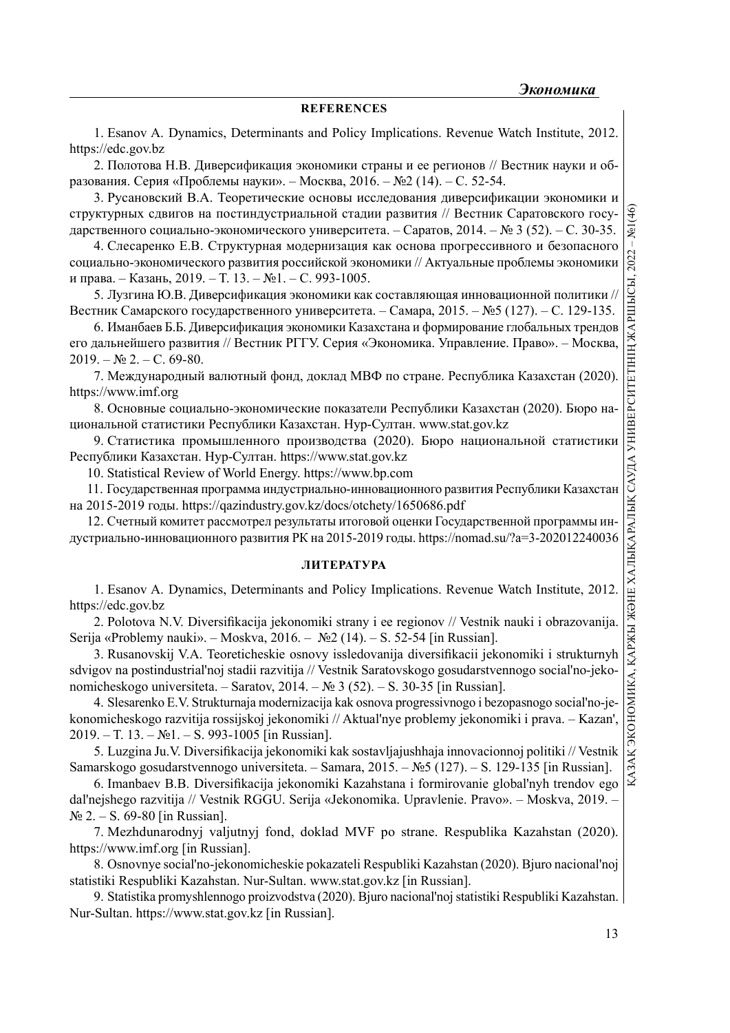## REFERENCES

1. Esanov A. Dynamics, Determinants and Policy Implications. Revenue Watch Institute, 2012. https://edc.gov.bz

2. Полотова Н.В. Диверсификация экономики страны и ее регионов // Вестник науки и образования. Серия «Проблемы науки». – Москва, 2016. – №2 (14). – С. 52-54.

3. Русановский В.А. Теоретические основы исследования диверсификации экономики и структурных сдвигов на постиндустриальной стадии развития // Вестник Саратовского государственного социально-экономического университета. – Саратов, 2014. – № 3 (52). – С. 30-35.

4. Слесаренко Е.В. Структурная модернизация как основа прогрессивного и безопасного социально-экономического развития российской экономики // Актуальные проблемы экономики и права. – Казань, 2019. – Т. 13. – №1. – С. 993-1005.

5. Лузгина Ю.В. Диверсификация экономики как составляющая инновационной политики // Вестник Самарского государственного университета. – Самара, 2015. – №5 (127). – С. 129-135.

6. Иманбаев Б.Б. Диверсификация экономики Казахстана и формирование глобальных трендов его дальнейшего развития // Вестник РГГУ. Серия «Экономика. Управление. Право». – Москва, 2019. – № 2. – С. 69-80.

7. Международный валютный фонд, доклад МВФ по стране. Республика Казахстан (2020). https://www.imf.org

8. Основные социально-экономические показатели Республики Казахстан (2020). Бюро национальной статистики Республики Казахстан. Нур-Султан. www.stat.gov.kz

9. Статистика промышленного производства (2020). Бюро национальной статистики Республики Казахстан. Нур-Султан. https://www.stat.gov.kz

10. Statistical Review of World Energy. https://www.bp.com

11. Государственная программа индустриально-инновационного развития Республики Казахстан на 2015-2019 годы. https://qazindustry.gov.kz/docs/otchety/1650686.pdf

12. Счетный комитет рассмотрел результаты итоговой оценки Государственной программы индустриально-инновационного развития РК на 2015-2019 годы. https://nomad.su/?a=3-202012240036

## ЛИТЕРАТУРА

1. Esanov A. Dynamics, Determinants and Policy Implications. Revenue Watch Institute, 2012. https://edc.gov.bz

2. Polotova N.V. Diversifikacija jekonomiki strany i ee regionov // Vestnik nauki i obrazovanija. Serija «Problemy nauki». – Moskva, 2016. – №2 (14). – S. 52-54 [in Russian].

3. Rusanovskij V.A. Teoreticheskie osnovy issledovanija diversifikacii jekonomiki i strukturnyh sdvigov na postindustrial'noj stadii razvitija // Vestnik Saratovskogo gosudarstvennogo social'no-jekonomicheskogo universiteta. – Saratov, 2014. – № 3 (52). – S. 30-35 [in Russian].

4. Slesarenko E.V. Strukturnaja modernizacija kak osnova progressivnogo i bezopasnogo social'no-jekonomicheskogo razvitija rossijskoj jekonomiki // Aktual'nye problemy jekonomiki i prava. – Kazan', 2019. – T. 13. – №1. – S. 993-1005 [in Russian].

5. Luzgina Ju.V. Diversifikacija jekonomiki kak sostavljajushhaja innovacionnoj politiki // Vestnik Samarskogo gosudarstvennogo universiteta. – Samara, 2015. – №5 (127). – S. 129-135 [in Russian].

6. Imanbaev B.B. Diversifikacija jekonomiki Kazahstana i formirovanie global'nyh trendov ego dal'nejshego razvitija // Vestnik RGGU. Serija «Jekonomika. Upravlenie. Pravo». – Moskva, 2019. – № 2. – S. 69-80 [in Russian].

7. Mezhdunarodnyj valjutnyj fond, doklad MVF po strane. Respublika Kazahstan (2020). https://www.imf.org [in Russian].

8. Osnovnye social'no-jekonomicheskie pokazateli Respubliki Kazahstan (2020). Bjuro nacional'noj statistiki Respubliki Kazahstan. Nur-Sultan. www.stat.gov.kz [in Russian].

9. Statistika promyshlennogo proizvodstva (2020). Bjuro nacional'noj statistiki Respubliki Kazahstan. Nur-Sultan. https://www.stat.gov.kz [in Russian].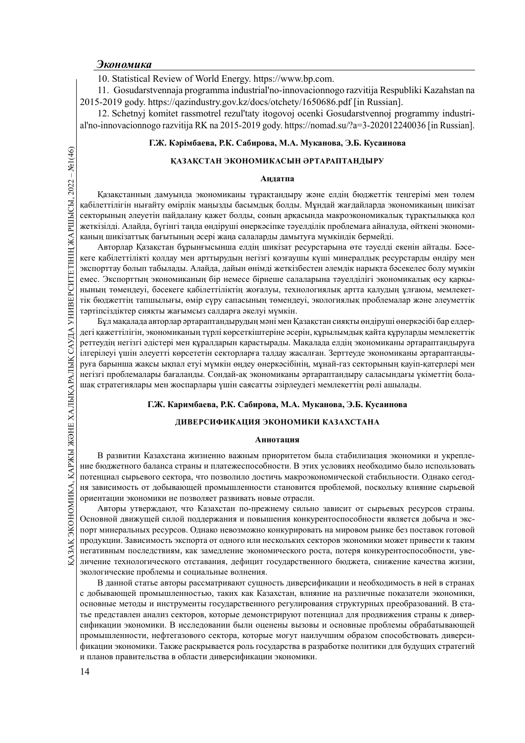10. Statistical Review of World Energy. https://www.bp.com.

11. Gosudarstvennaja programma industrial'no-innovacionnogo razvitija Respubliki Kazahstan na 2015-2019 gody. https://qazindustry.gov.kz/docs/otchety/1650686.pdf [in Russian].

12. Schetnyj komitet rassmotrel rezul'taty itogovoj ocenki Gosudarstvennoj programmy industrial'no-innovacionnogo razvitija RK na 2015-2019 gody. https://nomad.su/?a=3-202012240036 [in Russian].

**Г.Ж. Кәрімбаева, Р.К. Сабирова, М.А. Муканова, Э.Б. Кусаинова**

## ҚАЗАҚСТАН ЭКОНОМИКАСЫН ӘРТАРАПТАНДЫРУ

### Аңдатпа

Қазақстанның дамуында экономиканы тұрақтандыру және елдің бюджеттік теңгерімі мен төлем қабілеттілігін нығайту өмірлік маңызды басымдық болды. Мұндай жағдайларда экономиканың шикізат секторының әлеуетін пайдалану қажет болды, соның арқасында макроэкономикалық тұрақтылыққа қол жеткізілді. Алайда, бүгінгі таңда өндіруші өнеркәсіпке тәуелділік проблемаға айналуда, өйткені экономиканың шикізаттық бағытының әсері жаңа салаларды дамытуға мүмкіндік бермейді.

Авторлар Қазақстан бұрынғысынша елдің шикізат ресурстарына өте тәуелді екенін айтады. Бәсекеге қабілеттілікті қолдау мен арттырудың негізгі қозғаушы күші минералдық ресурстарды өндіру мен экспорттау болып табылады. Алайда, дайын өнімді жеткізбестен әлемдік нарықта бәсекелес болу мүмкін емес. Экспорттың экономиканың бір немесе бірнеше салаларына тәуелділігі экономикалық өсу қарқынының төмендеуі, бәсекеге қабілеттіліктің жоғалуы, технологиялық артта қалудың ұлғаюы, мемлекеттік бюджеттің тапшылығы, өмір сүру сапасының төмендеуі, экологиялық проблемалар және әлеуметтік тәртіпсіздіктер сияқты жағымсыз салдарға әкелуі мүмкін.

Бұл мақалада авторлар әртараптандырудың мәні мен Қазақстан сияқты өндіруші өнеркәсібі бар елдердегі қажеттілігін, экономиканың түрлі көрсеткіштеріне әсерін, құрылымдық қайта құруларды мемлекеттік реттеудің негізгі әдістері мен құралдарын қарастырады. Мақалада елдің экономиканы әртараптандыруға ілгерілеуі үшін әлеуетті көрсететін секторларға талдау жасалған. Зерттеуде экономиканы әртараптандыруға барынша жақсы ықпал етуі мүмкін өңдеу өнеркәсібінің, мұнай-газ секторының қауіп-қатерлері мен негізгі проблемалары бағаланды. Сондай-ақ экономиканы әртараптандыру саласындағы үкіметтің болашақ стратегиялары мен жоспарлары үшін саясатты әзірлеудегі мемлекеттің рөлі ашылады.

**Г.Ж. Каримбаева, Р.К. Сабирова, М.А. Муканова, Э.Б. Кусаинова**

## ДИВЕРСИФИКАЦИЯ ЭКОНОМИКИ КАЗАХСТАНА

### Аннотация

В развитии Казахстана жизненно важным приоритетом была стабилизация экономики и укрепление бюджетного баланса страны и платежеспособности. В этих условиях необходимо было использовать потенциал сырьевого сектора, что позволило достичь макроэкономической стабильности. Однако сегодня зависимость от добывающей промышленности становится проблемой, поскольку влияние сырьевой ориентации экономики не позволяет развивать новые отрасли.

Авторы утверждают, что Казахстан по-прежнему сильно зависит от сырьевых ресурсов страны. Основной движущей силой поддержания и повышения конкурентоспособности является добыча и экспорт минеральных ресурсов. Однако невозможно конкурировать на мировом рынке без поставок готовой продукции. Зависимость экспорта от одного или нескольких секторов экономики может привести к таким негативным последствиям, как замедление экономического роста, потеря конкурентоспособности, увеличение технологического отставания, дефицит государственного бюджета, снижение качества жизни, экологические проблемы и социальные волнения.

В данной статье авторы рассматривают сущность диверсификации и необходимость в ней в странах с добывающей промышленностью, таких как Казахстан, влияние на различные показатели экономики, основные методы и инструменты государственного регулирования структурных преобразований. В статье представлен анализ секторов, которые демонстрируют потенциал для продвижения страны к диверсификации экономики. В исследовании были оценены вызовы и основные проблемы обрабатывающей промышленности, нефтегазового сектора, которые могут наилучшим образом способствовать диверсификации экономики. Также раскрывается роль государства в разработке политики для будущих стратегий и планов правительства в области диверсификации экономики.